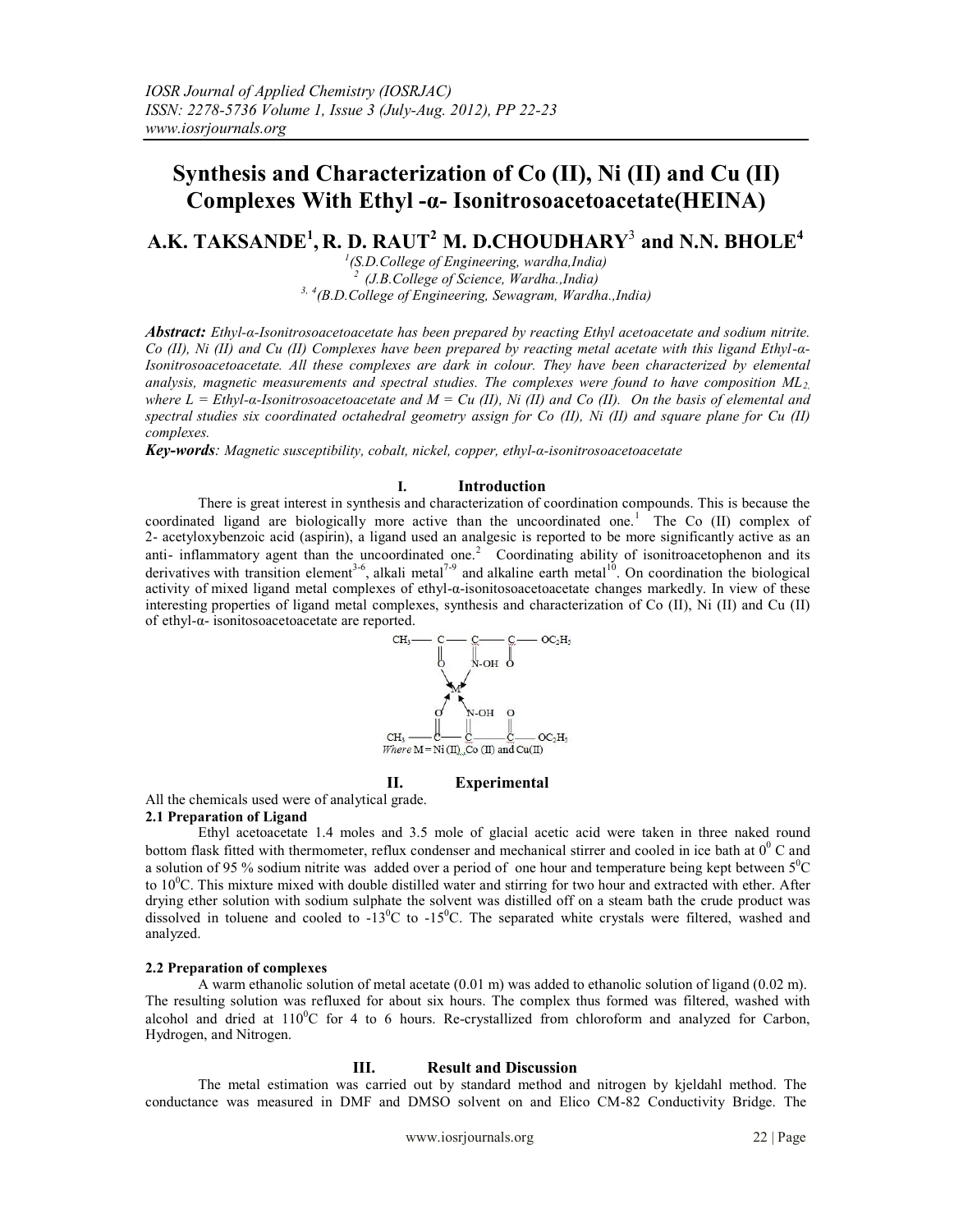# Synthesis and Characterization of Co (II), Ni (II) and Cu (II) Complexes With Ethyl -α- Isonitrosoacetoacetate(HEINA)

**A.K. TAKSANDE[1], R. D. RAUT[2] M. D.CHOUDHARY[3] and N.N. BHOLE[4]**

[1](S.D.College of Engineering, wardha,India)
[2] (J.B.College of Science, Wardha.,India)
[3, 4](B.D.College of Engineering, Sewagram, Wardha.,India)

***Abstract:*** *Ethyl-α-Isonitrosoacetoacetate has been prepared by reacting Ethyl acetoacetate and sodium nitrite. Co (II), Ni (II) and Cu (II) Complexes have been prepared by reacting metal acetate with this ligand Ethyl-α-Isonitrosoacetoacetate. All these complexes are dark in colour. They have been characterized by elemental analysis, magnetic measurements and spectral studies. The complexes were found to have composition $ML_2$, where L = Ethyl-α-Isonitrosoacetoacetate and M = Cu (II), Ni (II) and Co (II). On the basis of elemental and spectral studies six coordinated octahedral geometry assign for Co (II), Ni (II) and square plane for Cu (II) complexes.*

***Key-words****: Magnetic susceptibility, cobalt, nickel, copper, ethyl-α-isonitrosoacetoacetate*

## I. Introduction

There is great interest in synthesis and characterization of coordination compounds. This is because the coordinated ligand are biologically more active than the uncoordinated one.[1] The Co (II) complex of 2- acetyloxybenzoic acid (aspirin), a ligand used an analgesic is reported to be more significantly active as an anti- inflammatory agent than the uncoordinated one.[2] Coordinating ability of isonitroacetophenon and its derivatives with transition element[3-6], alkali metal[7-9] and alkaline earth metal[10]. On coordination the biological activity of mixed ligand metal complexes of ethyl-α-isonitosoacetoacetate changes markedly. In view of these interesting properties of ligand metal complexes, synthesis and characterization of Co (II), Ni (II) and Cu (II) of ethyl-α- isonitosoacetoacetate are reported.

```
CH3 —— C —— C —— C —— OC2H5
       ‖     ‖     ‖
       O    N-OH   O
        ↘   ↙
          M
        ↗   ↖
       O    N-OH   O
       ‖     ‖     ‖
CH3 —— C —— C —— C —— OC2H5
```

*Where* M = Ni (II), Co (II) and Cu(II)

## II. Experimental

All the chemicals used were of analytical grade.

### 2.1 Preparation of Ligand

Ethyl acetoacetate 1.4 moles and 3.5 mole of glacial acetic acid were taken in three naked round bottom flask fitted with thermometer, reflux condenser and mechanical stirrer and cooled in ice bath at $0^0$ C and a solution of 95 % sodium nitrite was added over a period of one hour and temperature being kept between $5^0$C to $10^0$C. This mixture mixed with double distilled water and stirring for two hour and extracted with ether. After drying ether solution with sodium sulphate the solvent was distilled off on a steam bath the crude product was dissolved in toluene and cooled to $-13^0$C to $-15^0$C. The separated white crystals were filtered, washed and analyzed.

### 2.2 Preparation of complexes

A warm ethanolic solution of metal acetate (0.01 m) was added to ethanolic solution of ligand (0.02 m). The resulting solution was refluxed for about six hours. The complex thus formed was filtered, washed with alcohol and dried at $110^0$C for 4 to 6 hours. Re-crystallized from chloroform and analyzed for Carbon, Hydrogen, and Nitrogen.

## III. Result and Discussion

The metal estimation was carried out by standard method and nitrogen by kjeldahl method. The conductance was measured in DMF and DMSO solvent on and Elico CM-82 Conductivity Bridge. The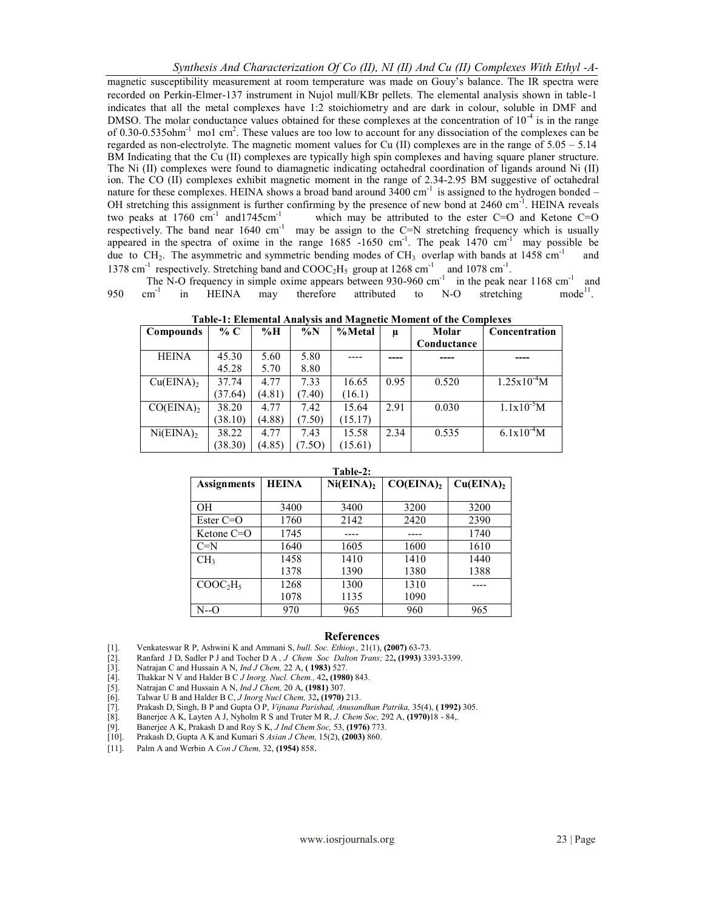magnetic susceptibility measurement at room temperature was made on Gouy's balance. The IR spectra were recorded on Perkin-Elmer-137 instrument in Nujol mull/KBr pellets. The elemental analysis shown in table-1 indicates that all the metal complexes have 1:2 stoichiometry and are dark in colour, soluble in DMF and DMSO. The molar conductance values obtained for these complexes at the concentration of $10^{-4}$ is in the range of 0.30-0.535ohm$^{-1}$ mo1 cm$^2$. These values are too low to account for any dissociation of the complexes can be regarded as non-electrolyte. The magnetic moment values for Cu (II) complexes are in the range of 5.05 – 5.14 BM Indicating that the Cu (II) complexes are typically high spin complexes and having square planer structure. The Ni (II) complexes were found to diamagnetic indicating octahedral coordination of ligands around Ni (II) ion. The CO (II) complexes exhibit magnetic moment in the range of 2.34-2.95 BM suggestive of octahedral nature for these complexes. HEINA shows a broad band around 3400 cm$^{-1}$ is assigned to the hydrogen bonded – OH stretching this assignment is further confirming by the presence of new bond at 2460 cm$^{-1}$. HEINA reveals two peaks at 1760 cm$^{-1}$ and1745cm$^{-1}$ which may be attributed to the ester C=O and Ketone C=O respectively. The band near 1640 cm$^{-1}$ may be assign to the C=N stretching frequency which is usually appeared in the spectra of oxime in the range 1685 -1650 cm$^{-1}$. The peak 1470 cm$^{-1}$ may possible be due to $CH_2$. The asymmetric and symmetric bending modes of $CH_3$ overlap with bands at 1458 cm$^{-1}$ and 1378 cm$^{-1}$ respectively. Stretching band and $COOC_2H_5$ group at 1268 cm$^{-1}$ and 1078 cm$^{-1}$.

The N-O frequency in simple oxime appears between 930-960 cm$^{-1}$ in the peak near 1168 cm$^{-1}$ and 950 cm$^{-1}$ in HEINA may therefore attributed to N-O stretching mode[11].

**Table-1: Elemental Analysis and Magnetic Moment of the Complexes**

| Compounds | % C | %H | %N | %Metal | μ | Molar Conductance | Concentration |
|---|---|---|---|---|---|---|---|
| HEINA | 45.30<br>45.28 | 5.60<br>5.70 | 5.80<br>8.80 | ---- | ---- | ---- | ---- |
| $Cu(EINA)_2$ | 37.74<br>(37.64) | 4.77<br>(4.81) | 7.33<br>(7.40) | 16.65<br>(16.1) | 0.95 | 0.520 | $1.25x10^{-4}$M |
| $CO(EINA)_2$ | 38.20<br>(38.10) | 4.77<br>(4.88) | 7.42<br>(7.50) | 15.64<br>(15.17) | 2.91 | 0.030 | $1.1x10^{-5}$M |
| $Ni(EINA)_2$ | 38.22<br>(38.30) | 4.77<br>(4.85) | 7.43<br>(7.5O) | 15.58<br>(15.61) | 2.34 | 0.535 | $6.1x10^{-4}$M |

**Table-2:**

| Assignments | HEINA | $Ni(EINA)_2$ | $CO(EINA)_2$ | $Cu(EINA)_2$ |
|---|---|---|---|---|
| OH | 3400 | 3400 | 3200 | 3200 |
| Ester C=O | 1760 | 2142 | 2420 | 2390 |
| Ketone C=O | 1745 | ---- | ---- | 1740 |
| C=N | 1640 | 1605 | 1600 | 1610 |
| $CH_3$ | 1458<br>1378 | 1410<br>1390 | 1410<br>1380 | 1440<br>1388 |
| $COOC_2H_5$ | 1268<br>1078 | 1300<br>1135 | 1310<br>1090 | ---- |
| N--O | 970 | 965 | 960 | 965 |

## References

[1]. Venkateswar R P, Ashwini K and Ammani S, *bull. Soc. Ethiop.,* 21(1), **(2007)** 63-73.
[2]. Ranfard J D, Sadler P J and Tocher D A , *J Chem Soc Dalton Trans;* 22**, (1993)** 3393-3399.
[3]. Natrajan C and Hussain A N, *Ind J Chem,* 22 A, **( 1983)** 527.
[4]. Thakkar N V and Halder B C *J Inorg. Nucl. Chem.,* 42**, (1980)** 843.
[5]. Natrajan C and Hussain A N, *Ind J Chem,* 20 A, **(1981)** 307.
[6]. Talwar U B and Halder B C, *J Inorg Nucl Chem,* 32**, (1970)** 213.
[7]. Prakash D, Singh, B P and Gupta O P, *Vijnana Parishad, Anusandhan Patrika,* 35(4), **( 1992)** 305.
[8]. Banerjee A K, Layten A J, Nyholm R S and Truter M R, *J. Chem Soc,* 292 A, **(1970)**18 - 84,.
[9]. Banerjee A K, Prakash D and Roy S K, *J Ind Chem Soc,* 53, **(1976)** 773.
[10]. Prakash D, Gupta A K and Kumari S *Asian J Chem,* 15(2), **(2003)** 860.
[11]. Palm A and Werbin A *Con J Chem,* 32, **(1954)** 858.